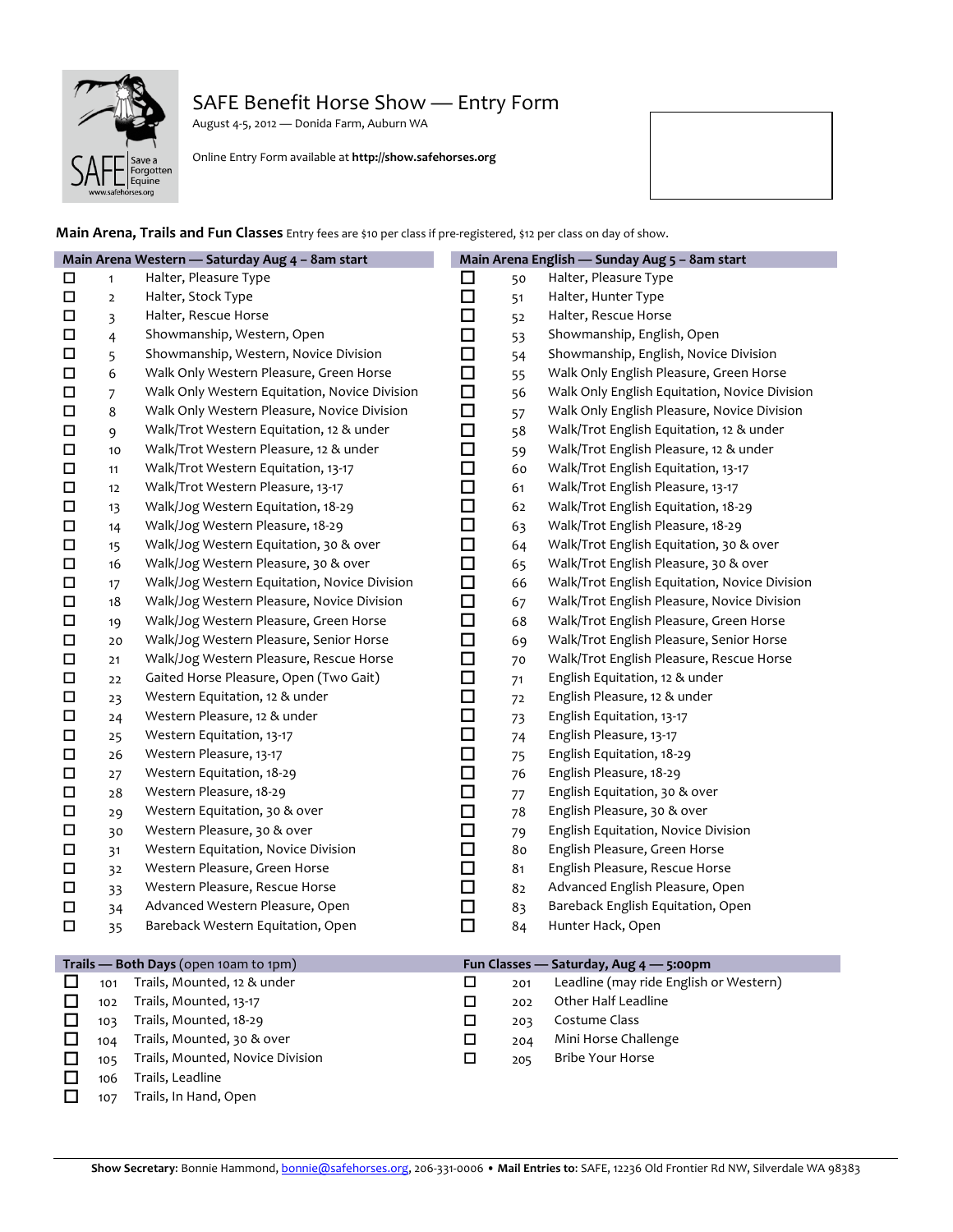# SAFE Benefit Horse Show — Entry Form

August 4-5, 2012 — Donida Farm, Auburn WA

Online Entry Form available at **http://show.safehorses.org**

**Main Arena, Trails and Fun Classes** Entry fees are $10 per class if pre-registered, $12 per class on day of show.

| Main Arena Western — Saturday Aug 4 – 8am start | | | Main Arena English — Sunday Aug 5 – 8am start | | |
|---|---|---|---|---|---|
| ☐ | 1 | Halter, Pleasure Type | ☐ | 50 | Halter, Pleasure Type |
| ☐ | 2 | Halter, Stock Type | ☐ | 51 | Halter, Hunter Type |
| ☐ | 3 | Halter, Rescue Horse | ☐ | 52 | Halter, Rescue Horse |
| ☐ | 4 | Showmanship, Western, Open | ☐ | 53 | Showmanship, English, Open |
| ☐ | 5 | Showmanship, Western, Novice Division | ☐ | 54 | Showmanship, English, Novice Division |
| ☐ | 6 | Walk Only Western Pleasure, Green Horse | ☐ | 55 | Walk Only English Pleasure, Green Horse |
| ☐ | 7 | Walk Only Western Equitation, Novice Division | ☐ | 56 | Walk Only English Equitation, Novice Division |
| ☐ | 8 | Walk Only Western Pleasure, Novice Division | ☐ | 57 | Walk Only English Pleasure, Novice Division |
| ☐ | 9 | Walk/Trot Western Equitation, 12 & under | ☐ | 58 | Walk/Trot English Equitation, 12 & under |
| ☐ | 10 | Walk/Trot Western Pleasure, 12 & under | ☐ | 59 | Walk/Trot English Pleasure, 12 & under |
| ☐ | 11 | Walk/Trot Western Equitation, 13-17 | ☐ | 60 | Walk/Trot English Equitation, 13-17 |
| ☐ | 12 | Walk/Trot Western Pleasure, 13-17 | ☐ | 61 | Walk/Trot English Pleasure, 13-17 |
| ☐ | 13 | Walk/Jog Western Equitation, 18-29 | ☐ | 62 | Walk/Trot English Equitation, 18-29 |
| ☐ | 14 | Walk/Jog Western Pleasure, 18-29 | ☐ | 63 | Walk/Trot English Pleasure, 18-29 |
| ☐ | 15 | Walk/Jog Western Equitation, 30 & over | ☐ | 64 | Walk/Trot English Equitation, 30 & over |
| ☐ | 16 | Walk/Jog Western Pleasure, 30 & over | ☐ | 65 | Walk/Trot English Pleasure, 30 & over |
| ☐ | 17 | Walk/Jog Western Equitation, Novice Division | ☐ | 66 | Walk/Trot English Equitation, Novice Division |
| ☐ | 18 | Walk/Jog Western Pleasure, Novice Division | ☐ | 67 | Walk/Trot English Pleasure, Novice Division |
| ☐ | 19 | Walk/Jog Western Pleasure, Green Horse | ☐ | 68 | Walk/Trot English Pleasure, Green Horse |
| ☐ | 20 | Walk/Jog Western Pleasure, Senior Horse | ☐ | 69 | Walk/Trot English Pleasure, Senior Horse |
| ☐ | 21 | Walk/Jog Western Pleasure, Rescue Horse | ☐ | 70 | Walk/Trot English Pleasure, Rescue Horse |
| ☐ | 22 | Gaited Horse Pleasure, Open (Two Gait) | ☐ | 71 | English Equitation, 12 & under |
| ☐ | 23 | Western Equitation, 12 & under | ☐ | 72 | English Pleasure, 12 & under |
| ☐ | 24 | Western Pleasure, 12 & under | ☐ | 73 | English Equitation, 13-17 |
| ☐ | 25 | Western Equitation, 13-17 | ☐ | 74 | English Pleasure, 13-17 |
| ☐ | 26 | Western Pleasure, 13-17 | ☐ | 75 | English Equitation, 18-29 |
| ☐ | 27 | Western Equitation, 18-29 | ☐ | 76 | English Pleasure, 18-29 |
| ☐ | 28 | Western Pleasure, 18-29 | ☐ | 77 | English Equitation, 30 & over |
| ☐ | 29 | Western Equitation, 30 & over | ☐ | 78 | English Pleasure, 30 & over |
| ☐ | 30 | Western Pleasure, 30 & over | ☐ | 79 | English Equitation, Novice Division |
| ☐ | 31 | Western Equitation, Novice Division | ☐ | 80 | English Pleasure, Green Horse |
| ☐ | 32 | Western Pleasure, Green Horse | ☐ | 81 | English Pleasure, Rescue Horse |
| ☐ | 33 | Western Pleasure, Rescue Horse | ☐ | 82 | Advanced English Pleasure, Open |
| ☐ | 34 | Advanced Western Pleasure, Open | ☐ | 83 | Bareback English Equitation, Open |
| ☐ | 35 | Bareback Western Equitation, Open | ☐ | 84 | Hunter Hack, Open |

| Trails — Both Days (open 10am to 1pm) | | | Fun Classes — Saturday, Aug 4 — 5:00pm | | |
|---|---|---|---|---|---|
| ☐ | 101 | Trails, Mounted, 12 & under | ☐ | 201 | Leadline (may ride English or Western) |
| ☐ | 102 | Trails, Mounted, 13-17 | ☐ | 202 | Other Half Leadline |
| ☐ | 103 | Trails, Mounted, 18-29 | ☐ | 203 | Costume Class |
| ☐ | 104 | Trails, Mounted, 30 & over | ☐ | 204 | Mini Horse Challenge |
| ☐ | 105 | Trails, Mounted, Novice Division | ☐ | 205 | Bribe Your Horse |
| ☐ | 106 | Trails, Leadline | | | |
| ☐ | 107 | Trails, In Hand, Open | | | |

**Show Secretary**: Bonnie Hammond, bonnie@safehorses.org, 206-331-0006 • **Mail Entries to**: SAFE, 12236 Old Frontier Rd NW, Silverdale WA 98383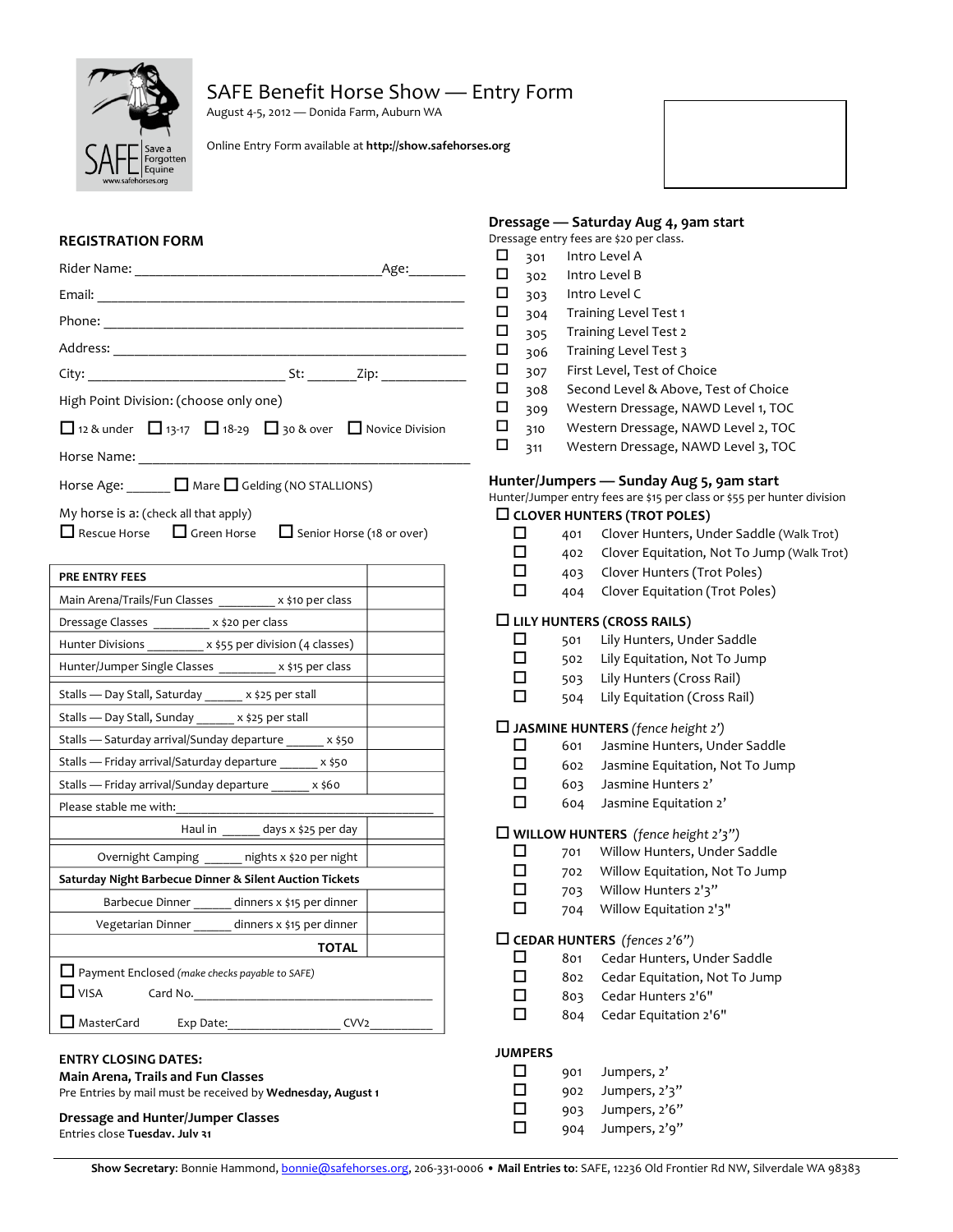SAFE Save a Forgotten Equine www.safehorses.org

# SAFE Benefit Horse Show — Entry Form

August 4-5, 2012 — Donida Farm, Auburn WA

Online Entry Form available at **http://show.safehorses.org**

## REGISTRATION FORM

Rider Name: ___________________________________ Age:________

Email: ____________________________________________________

Phone: ____________________________________________________

Address: __________________________________________________

City: ___________________________ St: _______ Zip: ___________

High Point Division: (choose only one)

☐ 12 & under ☐ 13-17 ☐ 18-29 ☐ 30 & over ☐ Novice Division

Horse Name: _______________________________________________

Horse Age: ______ ☐ Mare ☐ Gelding (NO STALLIONS)

My horse is a: (check all that apply)

☐ Rescue Horse ☐ Green Horse ☐ Senior Horse (18 or over)

| PRE ENTRY FEES | |
|---|---|
| Main Arena/Trails/Fun Classes _________ x $10 per class | |
| Dressage Classes _________ x $20 per class | |
| Hunter Divisions _________ x $55 per division (4 classes) | |
| Hunter/Jumper Single Classes _________ x $15 per class | |
| Stalls — Day Stall, Saturday ______ x $25 per stall | |
| Stalls — Day Stall, Sunday ______ x $25 per stall | |
| Stalls — Saturday arrival/Sunday departure ______ x $50 | |
| Stalls — Friday arrival/Saturday departure ______ x $50 | |
| Stalls — Friday arrival/Sunday departure ______ x $60 | |
| Please stable me with:_______________________________ | |
| Haul in ______ days x $25 per day | |
| Overnight Camping ______ nights x $20 per night | |
| **Saturday Night Barbecue Dinner & Silent Auction Tickets** | |
| Barbecue Dinner ______ dinners x $15 per dinner | |
| Vegetarian Dinner ______ dinners x $15 per dinner | |
| **TOTAL** | |

☐ Payment Enclosed *(make checks payable to SAFE)*

☐ VISA Card No.____________________________________

☐ MasterCard Exp Date:_________________ CVV2__________

**ENTRY CLOSING DATES:**

**Main Arena, Trails and Fun Classes**

Pre Entries by mail must be received by **Wednesday, August 1**

**Dressage and Hunter/Jumper Classes**

Entries close **Tuesday, July 31**

## Dressage — Saturday Aug 4, 9am start

Dressage entry fees are $20 per class.

- ☐ 301 Intro Level A
- ☐ 302 Intro Level B
- ☐ 303 Intro Level C
- ☐ 304 Training Level Test 1
- ☐ 305 Training Level Test 2
- ☐ 306 Training Level Test 3
- ☐ 307 First Level, Test of Choice
- ☐ 308 Second Level & Above, Test of Choice
- ☐ 309 Western Dressage, NAWD Level 1, TOC
- ☐ 310 Western Dressage, NAWD Level 2, TOC
- ☐ 311 Western Dressage, NAWD Level 3, TOC

## Hunter/Jumpers — Sunday Aug 5, 9am start

Hunter/Jumper entry fees are $15 per class or $55 per hunter division

☐ **CLOVER HUNTERS (TROT POLES)**

- ☐ 401 Clover Hunters, Under Saddle (Walk Trot)
- ☐ 402 Clover Equitation, Not To Jump (Walk Trot)
- ☐ 403 Clover Hunters (Trot Poles)
- ☐ 404 Clover Equitation (Trot Poles)

☐ **LILY HUNTERS (CROSS RAILS)**

- ☐ 501 Lily Hunters, Under Saddle
- ☐ 502 Lily Equitation, Not To Jump
- ☐ 503 Lily Hunters (Cross Rail)
- ☐ 504 Lily Equitation (Cross Rail)

☐ **JASMINE HUNTERS** *(fence height 2')*

- ☐ 601 Jasmine Hunters, Under Saddle
- ☐ 602 Jasmine Equitation, Not To Jump
- ☐ 603 Jasmine Hunters 2'
- ☐ 604 Jasmine Equitation 2'

☐ **WILLOW HUNTERS** *(fence height 2'3")*

- ☐ 701 Willow Hunters, Under Saddle
- ☐ 702 Willow Equitation, Not To Jump
- ☐ 703 Willow Hunters 2'3"
- ☐ 704 Willow Equitation 2'3"

☐ **CEDAR HUNTERS** *(fences 2'6")*

- ☐ 801 Cedar Hunters, Under Saddle
- ☐ 802 Cedar Equitation, Not To Jump
- ☐ 803 Cedar Hunters 2'6"
- ☐ 804 Cedar Equitation 2'6"

**JUMPERS**

- ☐ 901 Jumpers, 2'
- ☐ 902 Jumpers, 2'3"
- ☐ 903 Jumpers, 2'6"
- ☐ 904 Jumpers, 2'9"

**Show Secretary**: Bonnie Hammond, bonnie@safehorses.org, 206-331-0006 • **Mail Entries to**: SAFE, 12236 Old Frontier Rd NW, Silverdale WA 98383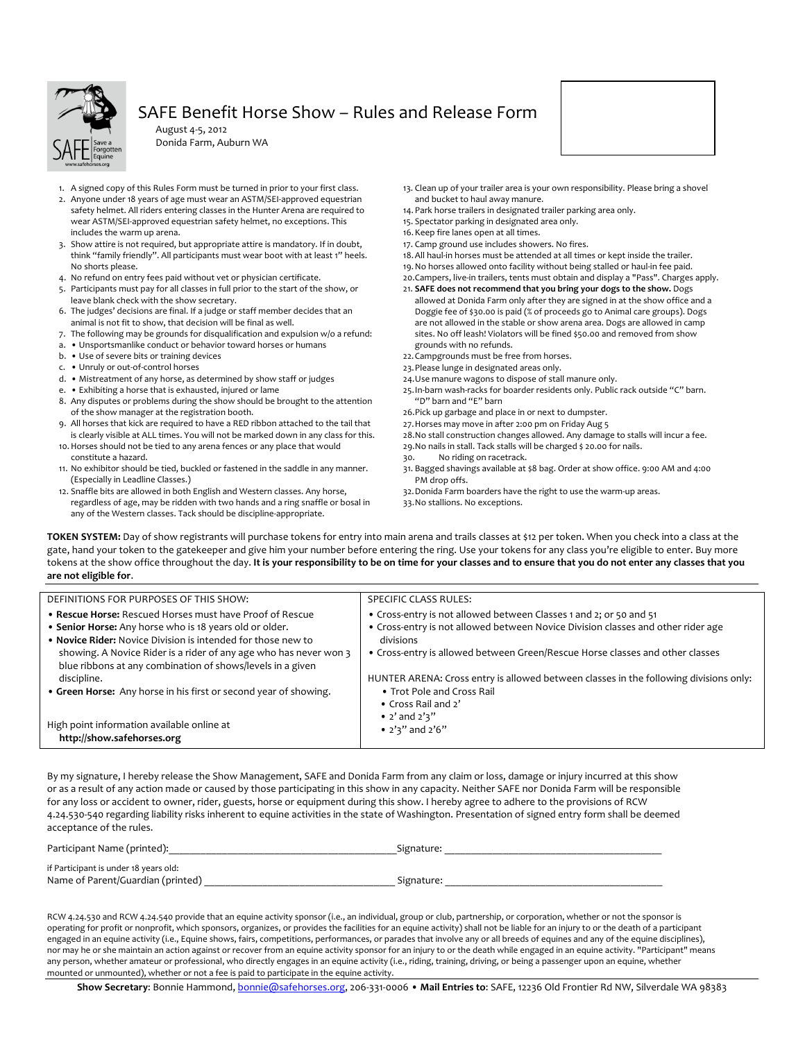# SAFE Benefit Horse Show – Rules and Release Form

August 4-5, 2012
Donida Farm, Auburn WA

1. A signed copy of this Rules Form must be turned in prior to your first class.
2. Anyone under 18 years of age must wear an ASTM/SEI-approved equestrian safety helmet. All riders entering classes in the Hunter Arena are required to wear ASTM/SEI-approved equestrian safety helmet, no exceptions. This includes the warm up arena.
3. Show attire is not required, but appropriate attire is mandatory. If in doubt, think "family friendly". All participants must wear boot with at least 1" heels. No shorts please.
4. No refund on entry fees paid without vet or physician certificate.
5. Participants must pay for all classes in full prior to the start of the show, or leave blank check with the show secretary.
6. The judges' decisions are final. If a judge or staff member decides that an animal is not fit to show, that decision will be final as well.
7. The following may be grounds for disqualification and expulsion w/o a refund:
   - a. • Unsportsmanlike conduct or behavior toward horses or humans
   - b. • Use of severe bits or training devices
   - c. • Unruly or out-of-control horses
   - d. • Mistreatment of any horse, as determined by show staff or judges
   - e. • Exhibiting a horse that is exhausted, injured or lame
8. Any disputes or problems during the show should be brought to the attention of the show manager at the registration booth.
9. All horses that kick are required to have a RED ribbon attached to the tail that is clearly visible at ALL times. You will not be marked down in any class for this.
10. Horses should not be tied to any arena fences or any place that would constitute a hazard.
11. No exhibitor should be tied, buckled or fastened in the saddle in any manner. (Especially in Leadline Classes.)
12. Snaffle bits are allowed in both English and Western classes. Any horse, regardless of age, may be ridden with two hands and a ring snaffle or bosal in any of the Western classes. Tack should be discipline-appropriate.
13. Clean up of your trailer area is your own responsibility. Please bring a shovel and bucket to haul away manure.
14. Park horse trailers in designated trailer parking area only.
15. Spectator parking in designated area only.
16. Keep fire lanes open at all times.
17. Camp ground use includes showers. No fires.
18. All haul-in horses must be attended at all times or kept inside the trailer.
19. No horses allowed onto facility without being stalled or haul-in fee paid.
20. Campers, live-in trailers, tents must obtain and display a "Pass". Charges apply.
21. **SAFE does not recommend that you bring your dogs to the show.** Dogs allowed at Donida Farm only after they are signed in at the show office and a Doggie fee of $30.00 is paid (% of proceeds go to Animal care groups). Dogs are not allowed in the stable or show arena area. Dogs are allowed in camp sites. No off leash! Violators will be fined $50.00 and removed from show grounds with no refunds.
22. Campgrounds must be free from horses.
23. Please lunge in designated areas only.
24. Use manure wagons to dispose of stall manure only.
25. In-barn wash-racks for boarder residents only. Public rack outside "C" barn. "D" barn and "E" barn
26. Pick up garbage and place in or next to dumpster.
27. Horses may move in after 2:00 pm on Friday Aug 5
28. No stall construction changes allowed. Any damage to stalls will incur a fee.
29. No nails in stall. Tack stalls will be charged $ 20.00 for nails.
30. No riding on racetrack.
31. Bagged shavings available at $8 bag. Order at show office. 9:00 AM and 4:00 PM drop offs.
32. Donida Farm boarders have the right to use the warm-up areas.
33. No stallions. No exceptions.

**TOKEN SYSTEM:** Day of show registrants will purchase tokens for entry into main arena and trails classes at $12 per token. When you check into a class at the gate, hand your token to the gatekeeper and give him your number before entering the ring. Use your tokens for any class you're eligible to enter. Buy more tokens at the show office throughout the day. **It is your responsibility to be on time for your classes and to ensure that you do not enter any classes that you are not eligible for**.

| DEFINITIONS FOR PURPOSES OF THIS SHOW: | SPECIFIC CLASS RULES: |
|---|---|
| • **Rescue Horse:** Rescued Horses must have Proof of Rescue<br>• **Senior Horse:** Any horse who is 18 years old or older.<br>• **Novice Rider:** Novice Division is intended for those new to showing. A Novice Rider is a rider of any age who has never won 3 blue ribbons at any combination of shows/levels in a given discipline.<br>• **Green Horse:** Any horse in his first or second year of showing.<br><br>High point information available online at **http://show.safehorses.org** | • Cross-entry is not allowed between Classes 1 and 2; or 50 and 51<br>• Cross-entry is not allowed between Novice Division classes and other rider age divisions<br>• Cross-entry is allowed between Green/Rescue Horse classes and other classes<br><br>HUNTER ARENA: Cross entry is allowed between classes in the following divisions only:<br>• Trot Pole and Cross Rail<br>• Cross Rail and 2'<br>• 2' and 2'3"<br>• 2'3" and 2'6" |

By my signature, I hereby release the Show Management, SAFE and Donida Farm from any claim or loss, damage or injury incurred at this show or as a result of any action made or caused by those participating in this show in any capacity. Neither SAFE nor Donida Farm will be responsible for any loss or accident to owner, rider, guests, horse or equipment during this show. I hereby agree to adhere to the provisions of RCW 4.24.530-540 regarding liability risks inherent to equine activities in the state of Washington. Presentation of signed entry form shall be deemed acceptance of the rules.

Participant Name (printed):\_\_\_\_\_\_\_\_\_\_\_\_\_\_\_\_\_\_\_\_\_\_\_\_\_\_\_\_\_\_\_\_\_\_\_\_\_\_\_\_ Signature: \_\_\_\_\_\_\_\_\_\_\_\_\_\_\_\_\_\_\_\_\_\_\_\_\_\_\_\_\_\_\_\_\_\_\_\_\_\_\_\_

if Participant is under 18 years old:
Name of Parent/Guardian (printed) \_\_\_\_\_\_\_\_\_\_\_\_\_\_\_\_\_\_\_\_\_\_\_\_\_\_\_\_\_\_\_\_\_\_ Signature: \_\_\_\_\_\_\_\_\_\_\_\_\_\_\_\_\_\_\_\_\_\_\_\_\_\_\_\_\_\_\_\_\_\_\_\_\_\_\_\_

RCW 4.24.530 and RCW 4.24.540 provide that an equine activity sponsor (i.e., an individual, group or club, partnership, or corporation, whether or not the sponsor is operating for profit or nonprofit, which sponsors, organizes, or provides the facilities for an equine activity) shall not be liable for an injury to or the death of a participant engaged in an equine activity (i.e., Equine shows, fairs, competitions, performances, or parades that involve any or all breeds of equines and any of the equine disciplines), nor may he or she maintain an action against or recover from an equine activity sponsor for an injury to or the death while engaged in an equine activity. "Participant" means any person, whether amateur or professional, who directly engages in an equine activity (i.e., riding, training, driving, or being a passenger upon an equine, whether mounted or unmounted), whether or not a fee is paid to participate in the equine activity.

**Show Secretary**: Bonnie Hammond, bonnie@safehorses.org, 206-331-0006 • **Mail Entries to**: SAFE, 12236 Old Frontier Rd NW, Silverdale WA 98383